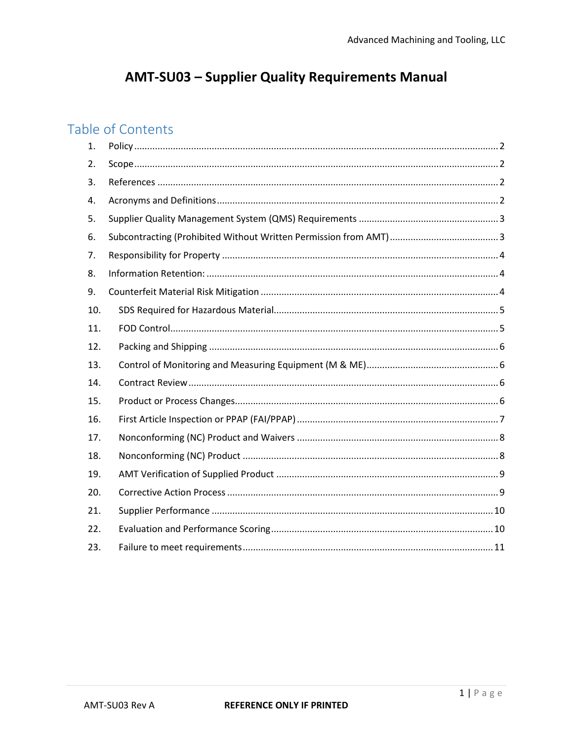# AMT-SU03 – Supplier Quality Requirements Manual

## Table of Contents

1. Policy .......... 2
2. Scope .......... 2
3. References .......... 2
4. Acronyms and Definitions .......... 2
5. Supplier Quality Management System (QMS) Requirements .......... 3
6. Subcontracting (Prohibited Without Written Permission from AMT) .......... 3
7. Responsibility for Property .......... 4
8. Information Retention: .......... 4
9. Counterfeit Material Risk Mitigation .......... 4
10. SDS Required for Hazardous Material .......... 5
11. FOD Control .......... 5
12. Packing and Shipping .......... 6
13. Control of Monitoring and Measuring Equipment (M & ME) .......... 6
14. Contract Review .......... 6
15. Product or Process Changes .......... 6
16. First Article Inspection or PPAP (FAI/PPAP) .......... 7
17. Nonconforming (NC) Product and Waivers .......... 8
18. Nonconforming (NC) Product .......... 8
19. AMT Verification of Supplied Product .......... 9
20. Corrective Action Process .......... 9
21. Supplier Performance .......... 10
22. Evaluation and Performance Scoring .......... 10
23. Failure to meet requirements .......... 11

REFERENCE ONLY IF PRINTED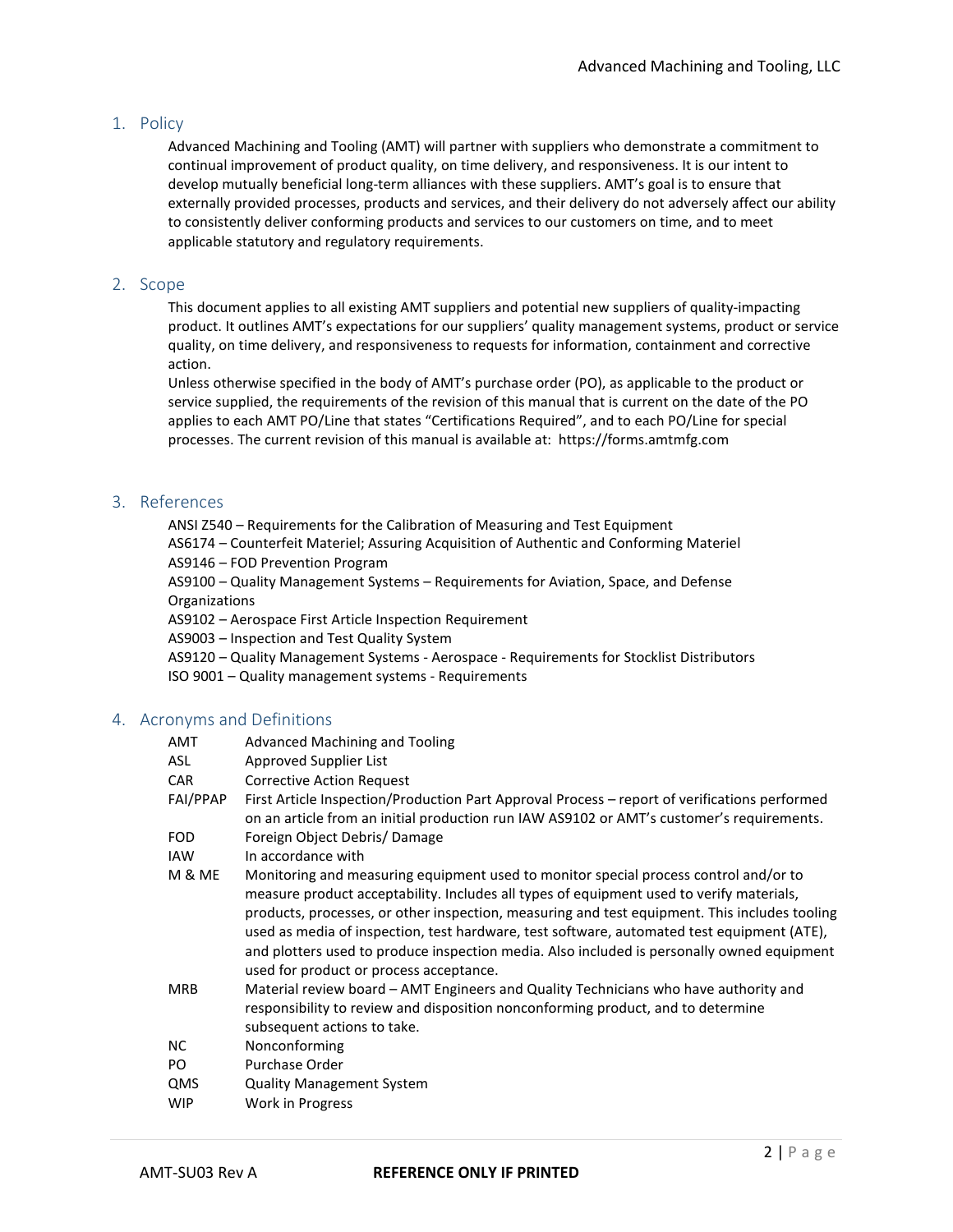## 1. Policy

Advanced Machining and Tooling (AMT) will partner with suppliers who demonstrate a commitment to continual improvement of product quality, on time delivery, and responsiveness. It is our intent to develop mutually beneficial long-term alliances with these suppliers. AMT's goal is to ensure that externally provided processes, products and services, and their delivery do not adversely affect our ability to consistently deliver conforming products and services to our customers on time, and to meet applicable statutory and regulatory requirements.

## 2. Scope

This document applies to all existing AMT suppliers and potential new suppliers of quality-impacting product. It outlines AMT's expectations for our suppliers' quality management systems, product or service quality, on time delivery, and responsiveness to requests for information, containment and corrective action.

Unless otherwise specified in the body of AMT's purchase order (PO), as applicable to the product or service supplied, the requirements of the revision of this manual that is current on the date of the PO applies to each AMT PO/Line that states "Certifications Required", and to each PO/Line for special processes. The current revision of this manual is available at: https://forms.amtmfg.com

## 3. References

ANSI Z540 – Requirements for the Calibration of Measuring and Test Equipment
AS6174 – Counterfeit Materiel; Assuring Acquisition of Authentic and Conforming Materiel
AS9146 – FOD Prevention Program
AS9100 – Quality Management Systems – Requirements for Aviation, Space, and Defense Organizations
AS9102 – Aerospace First Article Inspection Requirement
AS9003 – Inspection and Test Quality System
AS9120 – Quality Management Systems - Aerospace - Requirements for Stocklist Distributors
ISO 9001 – Quality management systems - Requirements

## 4. Acronyms and Definitions

| | |
|---|---|
| AMT | Advanced Machining and Tooling |
| ASL | Approved Supplier List |
| CAR | Corrective Action Request |
| FAI/PPAP | First Article Inspection/Production Part Approval Process – report of verifications performed on an article from an initial production run IAW AS9102 or AMT's customer's requirements. |
| FOD | Foreign Object Debris/ Damage |
| IAW | In accordance with |
| M & ME | Monitoring and measuring equipment used to monitor special process control and/or to measure product acceptability. Includes all types of equipment used to verify materials, products, processes, or other inspection, measuring and test equipment. This includes tooling used as media of inspection, test hardware, test software, automated test equipment (ATE), and plotters used to produce inspection media. Also included is personally owned equipment used for product or process acceptance. |
| MRB | Material review board – AMT Engineers and Quality Technicians who have authority and responsibility to review and disposition nonconforming product, and to determine subsequent actions to take. |
| NC | Nonconforming |
| PO | Purchase Order |
| QMS | Quality Management System |
| WIP | Work in Progress |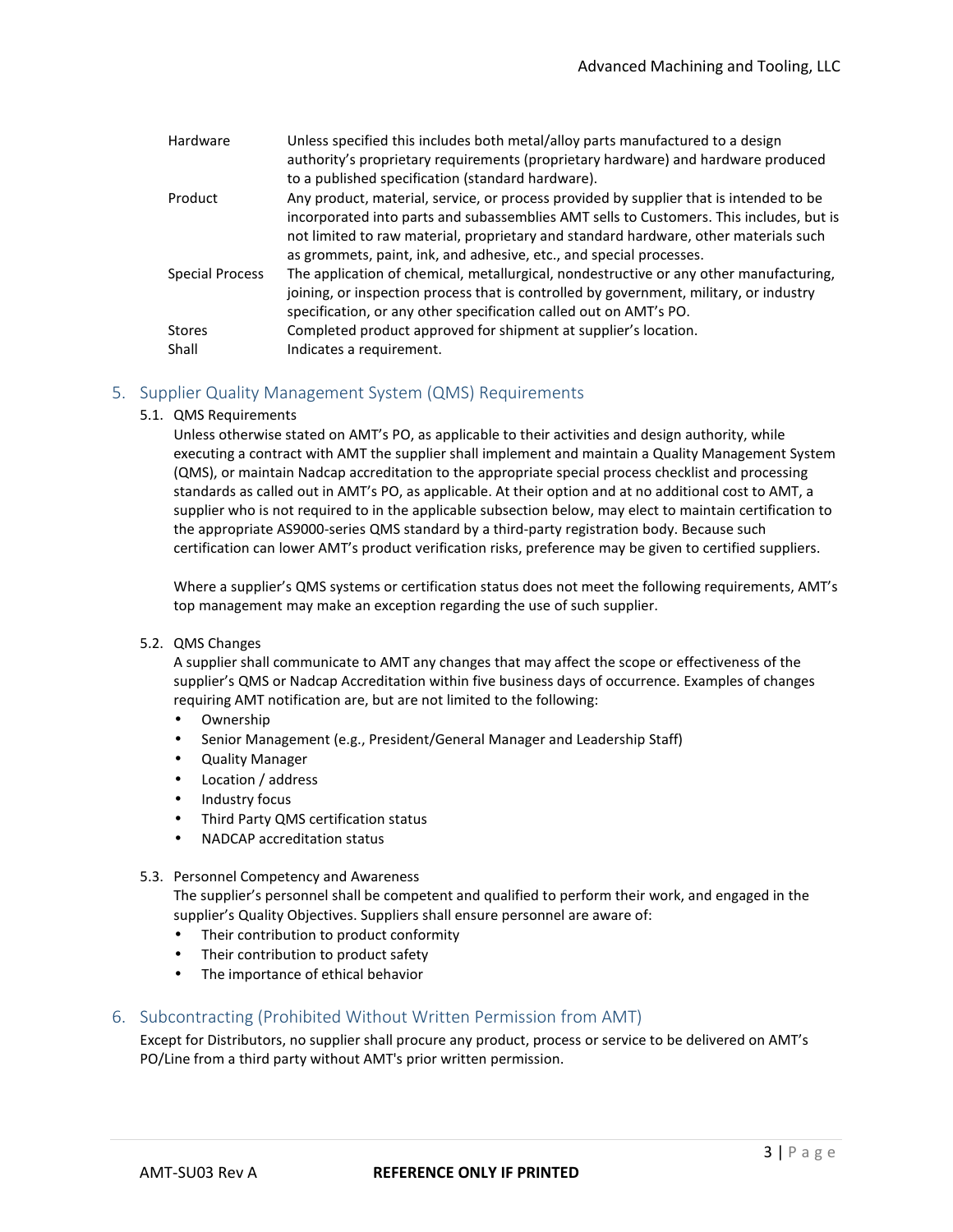| | |
|---|---|
| Hardware | Unless specified this includes both metal/alloy parts manufactured to a design authority's proprietary requirements (proprietary hardware) and hardware produced to a published specification (standard hardware). |
| Product | Any product, material, service, or process provided by supplier that is intended to be incorporated into parts and subassemblies AMT sells to Customers. This includes, but is not limited to raw material, proprietary and standard hardware, other materials such as grommets, paint, ink, and adhesive, etc., and special processes. |
| Special Process | The application of chemical, metallurgical, nondestructive or any other manufacturing, joining, or inspection process that is controlled by government, military, or industry specification, or any other specification called out on AMT's PO. |
| Stores | Completed product approved for shipment at supplier's location. |
| Shall | Indicates a requirement. |

## 5. Supplier Quality Management System (QMS) Requirements

### 5.1. QMS Requirements

Unless otherwise stated on AMT's PO, as applicable to their activities and design authority, while executing a contract with AMT the supplier shall implement and maintain a Quality Management System (QMS), or maintain Nadcap accreditation to the appropriate special process checklist and processing standards as called out in AMT's PO, as applicable. At their option and at no additional cost to AMT, a supplier who is not required to in the applicable subsection below, may elect to maintain certification to the appropriate AS9000-series QMS standard by a third-party registration body. Because such certification can lower AMT's product verification risks, preference may be given to certified suppliers.

Where a supplier's QMS systems or certification status does not meet the following requirements, AMT's top management may make an exception regarding the use of such supplier.

### 5.2. QMS Changes

A supplier shall communicate to AMT any changes that may affect the scope or effectiveness of the supplier's QMS or Nadcap Accreditation within five business days of occurrence. Examples of changes requiring AMT notification are, but are not limited to the following:

- Ownership
- Senior Management (e.g., President/General Manager and Leadership Staff)
- Quality Manager
- Location / address
- Industry focus
- Third Party QMS certification status
- NADCAP accreditation status

### 5.3. Personnel Competency and Awareness

The supplier's personnel shall be competent and qualified to perform their work, and engaged in the supplier's Quality Objectives. Suppliers shall ensure personnel are aware of:

- Their contribution to product conformity
- Their contribution to product safety
- The importance of ethical behavior

## 6. Subcontracting (Prohibited Without Written Permission from AMT)

Except for Distributors, no supplier shall procure any product, process or service to be delivered on AMT's PO/Line from a third party without AMT's prior written permission.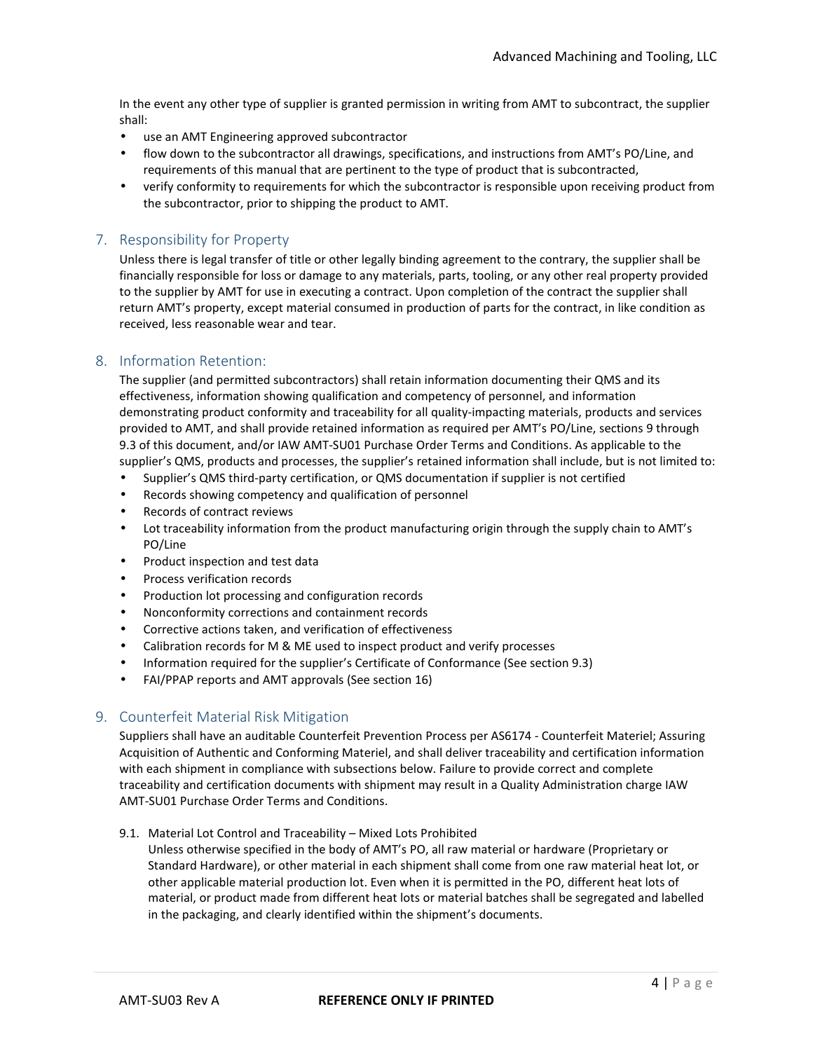In the event any other type of supplier is granted permission in writing from AMT to subcontract, the supplier shall:

- use an AMT Engineering approved subcontractor
- flow down to the subcontractor all drawings, specifications, and instructions from AMT's PO/Line, and requirements of this manual that are pertinent to the type of product that is subcontracted,
- verify conformity to requirements for which the subcontractor is responsible upon receiving product from the subcontractor, prior to shipping the product to AMT.

## 7. Responsibility for Property

Unless there is legal transfer of title or other legally binding agreement to the contrary, the supplier shall be financially responsible for loss or damage to any materials, parts, tooling, or any other real property provided to the supplier by AMT for use in executing a contract. Upon completion of the contract the supplier shall return AMT's property, except material consumed in production of parts for the contract, in like condition as received, less reasonable wear and tear.

## 8. Information Retention:

The supplier (and permitted subcontractors) shall retain information documenting their QMS and its effectiveness, information showing qualification and competency of personnel, and information demonstrating product conformity and traceability for all quality-impacting materials, products and services provided to AMT, and shall provide retained information as required per AMT's PO/Line, sections 9 through 9.3 of this document, and/or IAW AMT-SU01 Purchase Order Terms and Conditions. As applicable to the supplier's QMS, products and processes, the supplier's retained information shall include, but is not limited to:

- Supplier's QMS third-party certification, or QMS documentation if supplier is not certified
- Records showing competency and qualification of personnel
- Records of contract reviews
- Lot traceability information from the product manufacturing origin through the supply chain to AMT's PO/Line
- Product inspection and test data
- Process verification records
- Production lot processing and configuration records
- Nonconformity corrections and containment records
- Corrective actions taken, and verification of effectiveness
- Calibration records for M & ME used to inspect product and verify processes
- Information required for the supplier's Certificate of Conformance (See section 9.3)
- FAI/PPAP reports and AMT approvals (See section 16)

## 9. Counterfeit Material Risk Mitigation

Suppliers shall have an auditable Counterfeit Prevention Process per AS6174 - Counterfeit Materiel; Assuring Acquisition of Authentic and Conforming Materiel, and shall deliver traceability and certification information with each shipment in compliance with subsections below. Failure to provide correct and complete traceability and certification documents with shipment may result in a Quality Administration charge IAW AMT-SU01 Purchase Order Terms and Conditions.

### 9.1. Material Lot Control and Traceability – Mixed Lots Prohibited

Unless otherwise specified in the body of AMT's PO, all raw material or hardware (Proprietary or Standard Hardware), or other material in each shipment shall come from one raw material heat lot, or other applicable material production lot. Even when it is permitted in the PO, different heat lots of material, or product made from different heat lots or material batches shall be segregated and labelled in the packaging, and clearly identified within the shipment's documents.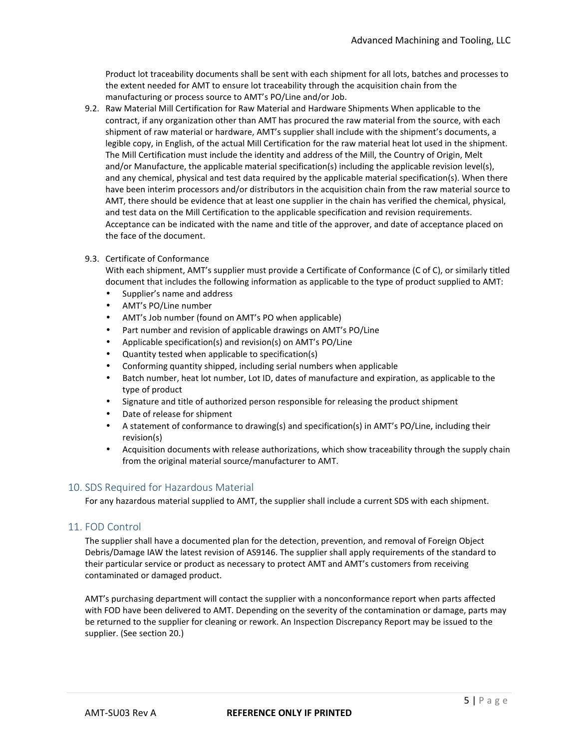Product lot traceability documents shall be sent with each shipment for all lots, batches and processes to the extent needed for AMT to ensure lot traceability through the acquisition chain from the manufacturing or process source to AMT's PO/Line and/or Job.

9.2. Raw Material Mill Certification for Raw Material and Hardware Shipments When applicable to the contract, if any organization other than AMT has procured the raw material from the source, with each shipment of raw material or hardware, AMT's supplier shall include with the shipment's documents, a legible copy, in English, of the actual Mill Certification for the raw material heat lot used in the shipment. The Mill Certification must include the identity and address of the Mill, the Country of Origin, Melt and/or Manufacture, the applicable material specification(s) including the applicable revision level(s), and any chemical, physical and test data required by the applicable material specification(s). When there have been interim processors and/or distributors in the acquisition chain from the raw material source to AMT, there should be evidence that at least one supplier in the chain has verified the chemical, physical, and test data on the Mill Certification to the applicable specification and revision requirements. Acceptance can be indicated with the name and title of the approver, and date of acceptance placed on the face of the document.

9.3. Certificate of Conformance
With each shipment, AMT's supplier must provide a Certificate of Conformance (C of C), or similarly titled document that includes the following information as applicable to the type of product supplied to AMT:

- Supplier's name and address
- AMT's PO/Line number
- AMT's Job number (found on AMT's PO when applicable)
- Part number and revision of applicable drawings on AMT's PO/Line
- Applicable specification(s) and revision(s) on AMT's PO/Line
- Quantity tested when applicable to specification(s)
- Conforming quantity shipped, including serial numbers when applicable
- Batch number, heat lot number, Lot ID, dates of manufacture and expiration, as applicable to the type of product
- Signature and title of authorized person responsible for releasing the product shipment
- Date of release for shipment
- A statement of conformance to drawing(s) and specification(s) in AMT's PO/Line, including their revision(s)
- Acquisition documents with release authorizations, which show traceability through the supply chain from the original material source/manufacturer to AMT.

## 10. SDS Required for Hazardous Material

For any hazardous material supplied to AMT, the supplier shall include a current SDS with each shipment.

## 11. FOD Control

The supplier shall have a documented plan for the detection, prevention, and removal of Foreign Object Debris/Damage IAW the latest revision of AS9146. The supplier shall apply requirements of the standard to their particular service or product as necessary to protect AMT and AMT's customers from receiving contaminated or damaged product.

AMT's purchasing department will contact the supplier with a nonconformance report when parts affected with FOD have been delivered to AMT. Depending on the severity of the contamination or damage, parts may be returned to the supplier for cleaning or rework. An Inspection Discrepancy Report may be issued to the supplier. (See section 20.)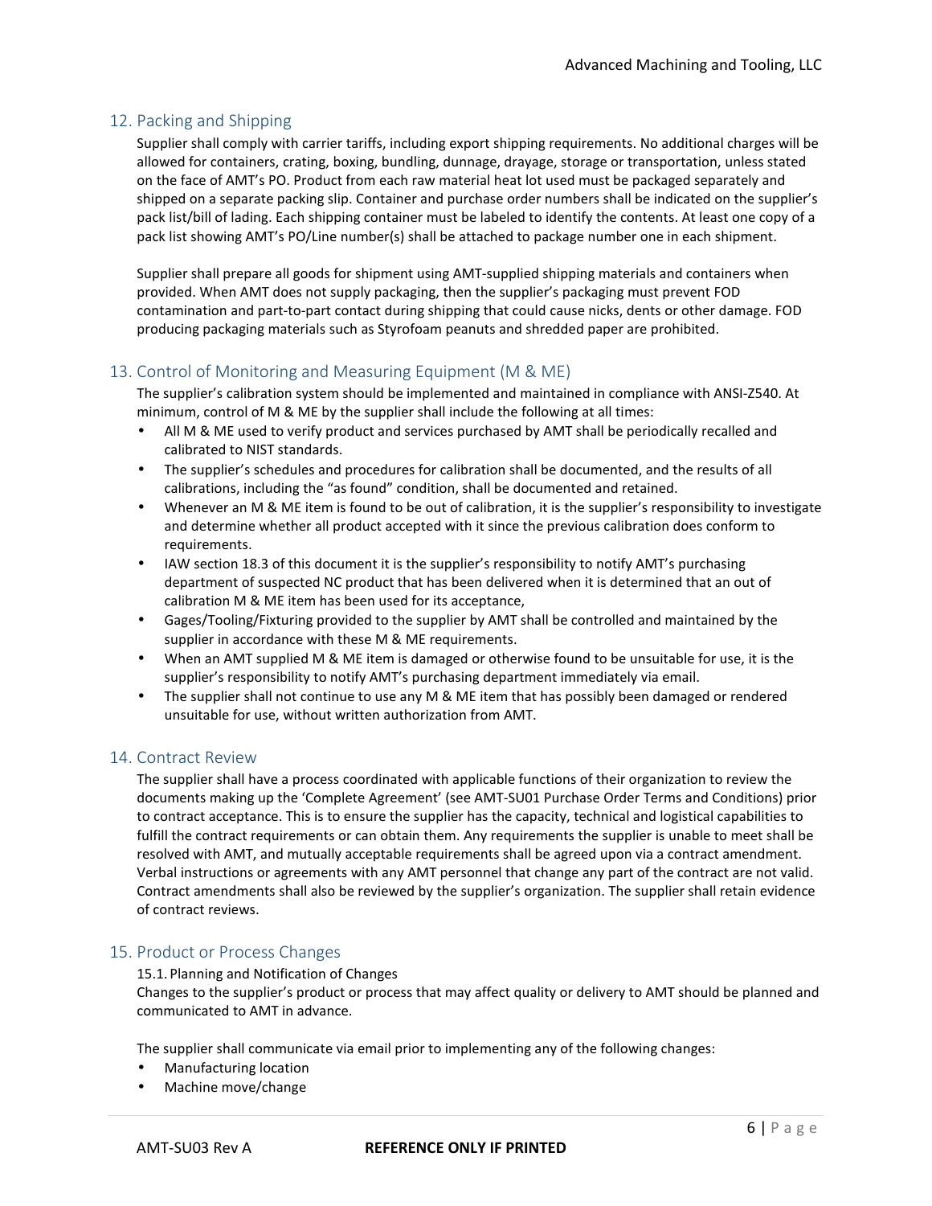## 12. Packing and Shipping

Supplier shall comply with carrier tariffs, including export shipping requirements. No additional charges will be allowed for containers, crating, boxing, bundling, dunnage, drayage, storage or transportation, unless stated on the face of AMT's PO. Product from each raw material heat lot used must be packaged separately and shipped on a separate packing slip. Container and purchase order numbers shall be indicated on the supplier's pack list/bill of lading. Each shipping container must be labeled to identify the contents. At least one copy of a pack list showing AMT's PO/Line number(s) shall be attached to package number one in each shipment.

Supplier shall prepare all goods for shipment using AMT-supplied shipping materials and containers when provided. When AMT does not supply packaging, then the supplier's packaging must prevent FOD contamination and part-to-part contact during shipping that could cause nicks, dents or other damage. FOD producing packaging materials such as Styrofoam peanuts and shredded paper are prohibited.

## 13. Control of Monitoring and Measuring Equipment (M & ME)

The supplier's calibration system should be implemented and maintained in compliance with ANSI-Z540. At minimum, control of M & ME by the supplier shall include the following at all times:

- All M & ME used to verify product and services purchased by AMT shall be periodically recalled and calibrated to NIST standards.
- The supplier's schedules and procedures for calibration shall be documented, and the results of all calibrations, including the "as found" condition, shall be documented and retained.
- Whenever an M & ME item is found to be out of calibration, it is the supplier's responsibility to investigate and determine whether all product accepted with it since the previous calibration does conform to requirements.
- IAW section 18.3 of this document it is the supplier's responsibility to notify AMT's purchasing department of suspected NC product that has been delivered when it is determined that an out of calibration M & ME item has been used for its acceptance,
- Gages/Tooling/Fixturing provided to the supplier by AMT shall be controlled and maintained by the supplier in accordance with these M & ME requirements.
- When an AMT supplied M & ME item is damaged or otherwise found to be unsuitable for use, it is the supplier's responsibility to notify AMT's purchasing department immediately via email.
- The supplier shall not continue to use any M & ME item that has possibly been damaged or rendered unsuitable for use, without written authorization from AMT.

## 14. Contract Review

The supplier shall have a process coordinated with applicable functions of their organization to review the documents making up the 'Complete Agreement' (see AMT-SU01 Purchase Order Terms and Conditions) prior to contract acceptance. This is to ensure the supplier has the capacity, technical and logistical capabilities to fulfill the contract requirements or can obtain them. Any requirements the supplier is unable to meet shall be resolved with AMT, and mutually acceptable requirements shall be agreed upon via a contract amendment. Verbal instructions or agreements with any AMT personnel that change any part of the contract are not valid. Contract amendments shall also be reviewed by the supplier's organization. The supplier shall retain evidence of contract reviews.

## 15. Product or Process Changes

### 15.1. Planning and Notification of Changes

Changes to the supplier's product or process that may affect quality or delivery to AMT should be planned and communicated to AMT in advance.

The supplier shall communicate via email prior to implementing any of the following changes:

- Manufacturing location
- Machine move/change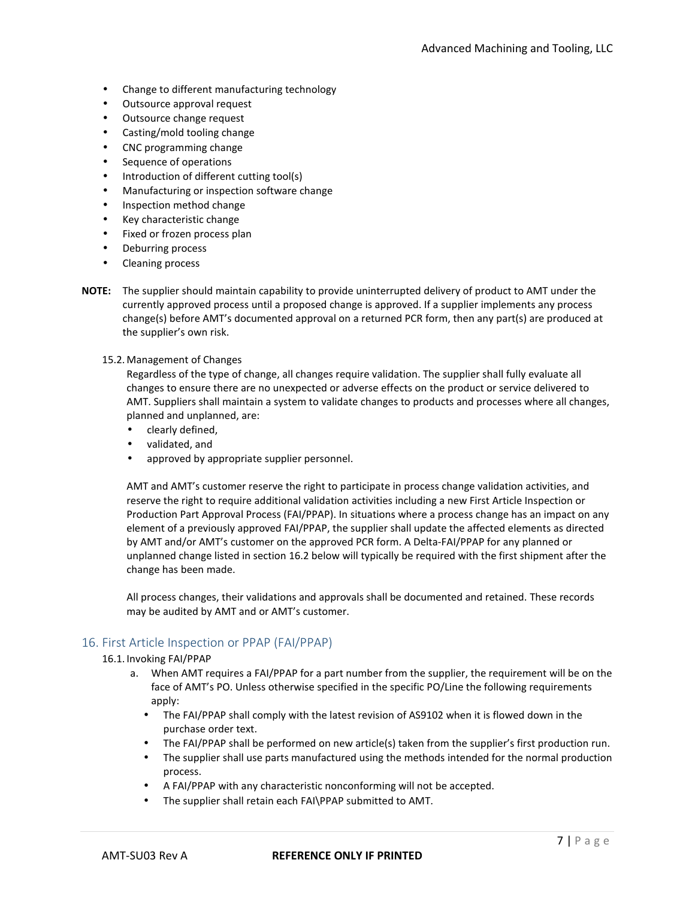- Change to different manufacturing technology
- Outsource approval request
- Outsource change request
- Casting/mold tooling change
- CNC programming change
- Sequence of operations
- Introduction of different cutting tool(s)
- Manufacturing or inspection software change
- Inspection method change
- Key characteristic change
- Fixed or frozen process plan
- Deburring process
- Cleaning process

**NOTE:** The supplier should maintain capability to provide uninterrupted delivery of product to AMT under the currently approved process until a proposed change is approved. If a supplier implements any process change(s) before AMT's documented approval on a returned PCR form, then any part(s) are produced at the supplier's own risk.

### 15.2. Management of Changes

Regardless of the type of change, all changes require validation. The supplier shall fully evaluate all changes to ensure there are no unexpected or adverse effects on the product or service delivered to AMT. Suppliers shall maintain a system to validate changes to products and processes where all changes, planned and unplanned, are:

- clearly defined,
- validated, and
- approved by appropriate supplier personnel.

AMT and AMT's customer reserve the right to participate in process change validation activities, and reserve the right to require additional validation activities including a new First Article Inspection or Production Part Approval Process (FAI/PPAP). In situations where a process change has an impact on any element of a previously approved FAI/PPAP, the supplier shall update the affected elements as directed by AMT and/or AMT's customer on the approved PCR form. A Delta-FAI/PPAP for any planned or unplanned change listed in section 16.2 below will typically be required with the first shipment after the change has been made.

All process changes, their validations and approvals shall be documented and retained. These records may be audited by AMT and or AMT's customer.

## 16. First Article Inspection or PPAP (FAI/PPAP)

### 16.1. Invoking FAI/PPAP

a. When AMT requires a FAI/PPAP for a part number from the supplier, the requirement will be on the face of AMT's PO. Unless otherwise specified in the specific PO/Line the following requirements apply:
   - The FAI/PPAP shall comply with the latest revision of AS9102 when it is flowed down in the purchase order text.
   - The FAI/PPAP shall be performed on new article(s) taken from the supplier's first production run.
   - The supplier shall use parts manufactured using the methods intended for the normal production process.
   - A FAI/PPAP with any characteristic nonconforming will not be accepted.
   - The supplier shall retain each FAI\PPAP submitted to AMT.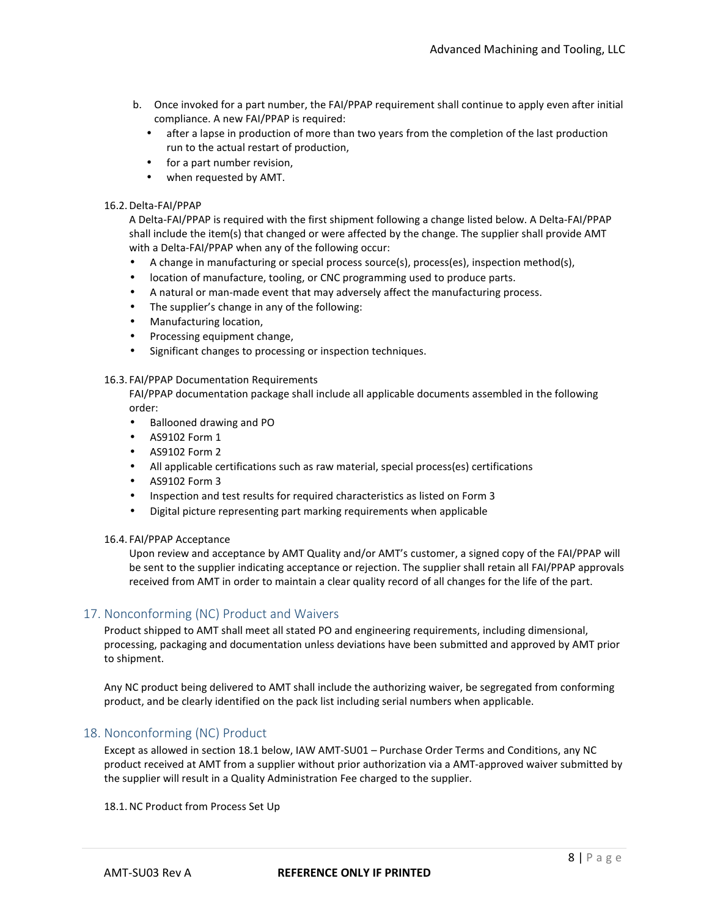b. Once invoked for a part number, the FAI/PPAP requirement shall continue to apply even after initial compliance. A new FAI/PPAP is required:
   - after a lapse in production of more than two years from the completion of the last production run to the actual restart of production,
   - for a part number revision,
   - when requested by AMT.

16.2. Delta-FAI/PPAP

A Delta-FAI/PPAP is required with the first shipment following a change listed below. A Delta-FAI/PPAP shall include the item(s) that changed or were affected by the change. The supplier shall provide AMT with a Delta-FAI/PPAP when any of the following occur:

- A change in manufacturing or special process source(s), process(es), inspection method(s),
- location of manufacture, tooling, or CNC programming used to produce parts.
- A natural or man-made event that may adversely affect the manufacturing process.
- The supplier's change in any of the following:
- Manufacturing location,
- Processing equipment change,
- Significant changes to processing or inspection techniques.

16.3. FAI/PPAP Documentation Requirements

FAI/PPAP documentation package shall include all applicable documents assembled in the following order:

- Ballooned drawing and PO
- AS9102 Form 1
- AS9102 Form 2
- All applicable certifications such as raw material, special process(es) certifications
- AS9102 Form 3
- Inspection and test results for required characteristics as listed on Form 3
- Digital picture representing part marking requirements when applicable

16.4. FAI/PPAP Acceptance

Upon review and acceptance by AMT Quality and/or AMT's customer, a signed copy of the FAI/PPAP will be sent to the supplier indicating acceptance or rejection. The supplier shall retain all FAI/PPAP approvals received from AMT in order to maintain a clear quality record of all changes for the life of the part.

## 17. Nonconforming (NC) Product and Waivers

Product shipped to AMT shall meet all stated PO and engineering requirements, including dimensional, processing, packaging and documentation unless deviations have been submitted and approved by AMT prior to shipment.

Any NC product being delivered to AMT shall include the authorizing waiver, be segregated from conforming product, and be clearly identified on the pack list including serial numbers when applicable.

## 18. Nonconforming (NC) Product

Except as allowed in section 18.1 below, IAW AMT-SU01 – Purchase Order Terms and Conditions, any NC product received at AMT from a supplier without prior authorization via a AMT-approved waiver submitted by the supplier will result in a Quality Administration Fee charged to the supplier.

18.1. NC Product from Process Set Up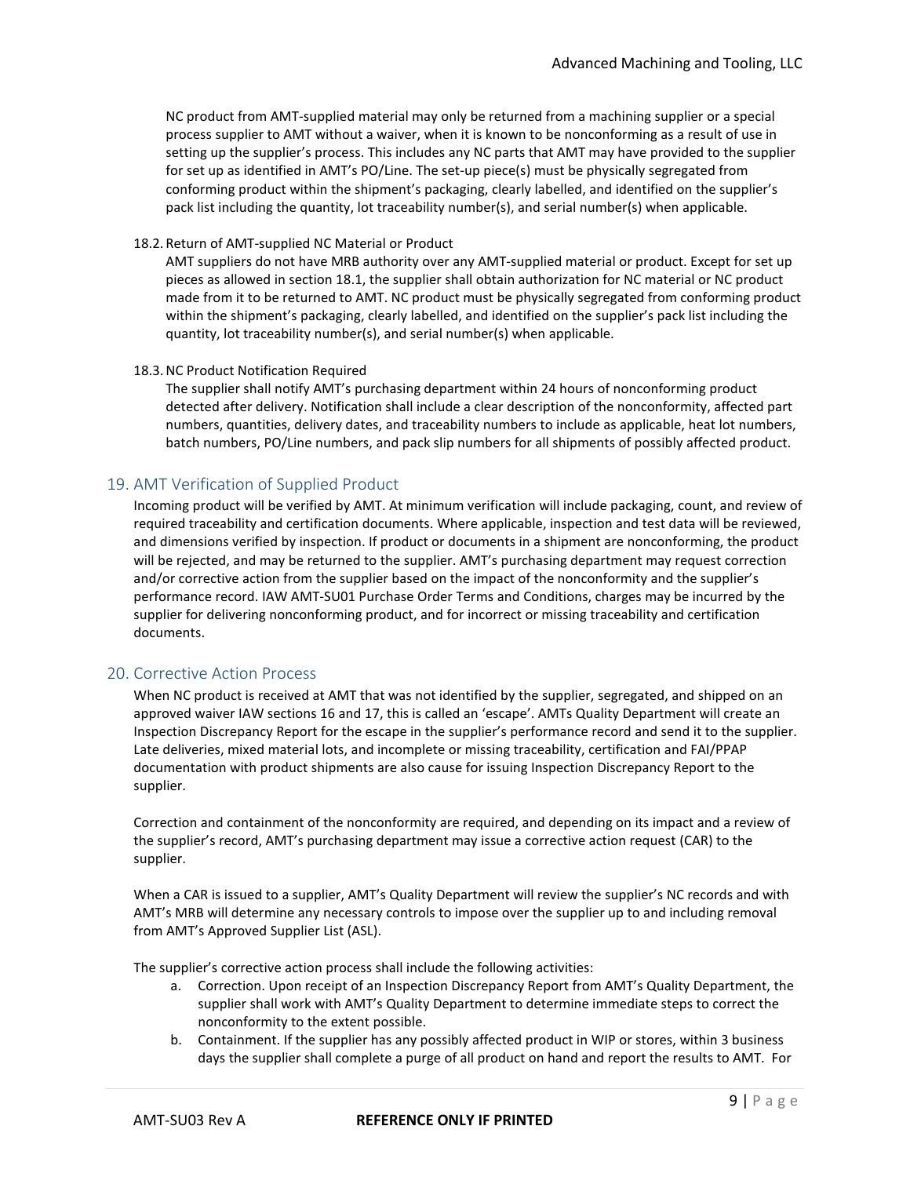NC product from AMT-supplied material may only be returned from a machining supplier or a special process supplier to AMT without a waiver, when it is known to be nonconforming as a result of use in setting up the supplier's process. This includes any NC parts that AMT may have provided to the supplier for set up as identified in AMT's PO/Line. The set-up piece(s) must be physically segregated from conforming product within the shipment's packaging, clearly labelled, and identified on the supplier's pack list including the quantity, lot traceability number(s), and serial number(s) when applicable.

### 18.2. Return of AMT-supplied NC Material or Product

AMT suppliers do not have MRB authority over any AMT-supplied material or product. Except for set up pieces as allowed in section 18.1, the supplier shall obtain authorization for NC material or NC product made from it to be returned to AMT. NC product must be physically segregated from conforming product within the shipment's packaging, clearly labelled, and identified on the supplier's pack list including the quantity, lot traceability number(s), and serial number(s) when applicable.

### 18.3. NC Product Notification Required

The supplier shall notify AMT's purchasing department within 24 hours of nonconforming product detected after delivery. Notification shall include a clear description of the nonconformity, affected part numbers, quantities, delivery dates, and traceability numbers to include as applicable, heat lot numbers, batch numbers, PO/Line numbers, and pack slip numbers for all shipments of possibly affected product.

## 19. AMT Verification of Supplied Product

Incoming product will be verified by AMT. At minimum verification will include packaging, count, and review of required traceability and certification documents. Where applicable, inspection and test data will be reviewed, and dimensions verified by inspection. If product or documents in a shipment are nonconforming, the product will be rejected, and may be returned to the supplier. AMT's purchasing department may request correction and/or corrective action from the supplier based on the impact of the nonconformity and the supplier's performance record. IAW AMT-SU01 Purchase Order Terms and Conditions, charges may be incurred by the supplier for delivering nonconforming product, and for incorrect or missing traceability and certification documents.

## 20. Corrective Action Process

When NC product is received at AMT that was not identified by the supplier, segregated, and shipped on an approved waiver IAW sections 16 and 17, this is called an 'escape'. AMTs Quality Department will create an Inspection Discrepancy Report for the escape in the supplier's performance record and send it to the supplier. Late deliveries, mixed material lots, and incomplete or missing traceability, certification and FAI/PPAP documentation with product shipments are also cause for issuing Inspection Discrepancy Report to the supplier.

Correction and containment of the nonconformity are required, and depending on its impact and a review of the supplier's record, AMT's purchasing department may issue a corrective action request (CAR) to the supplier.

When a CAR is issued to a supplier, AMT's Quality Department will review the supplier's NC records and with AMT's MRB will determine any necessary controls to impose over the supplier up to and including removal from AMT's Approved Supplier List (ASL).

The supplier's corrective action process shall include the following activities:

a. Correction. Upon receipt of an Inspection Discrepancy Report from AMT's Quality Department, the supplier shall work with AMT's Quality Department to determine immediate steps to correct the nonconformity to the extent possible.
b. Containment. If the supplier has any possibly affected product in WIP or stores, within 3 business days the supplier shall complete a purge of all product on hand and report the results to AMT. For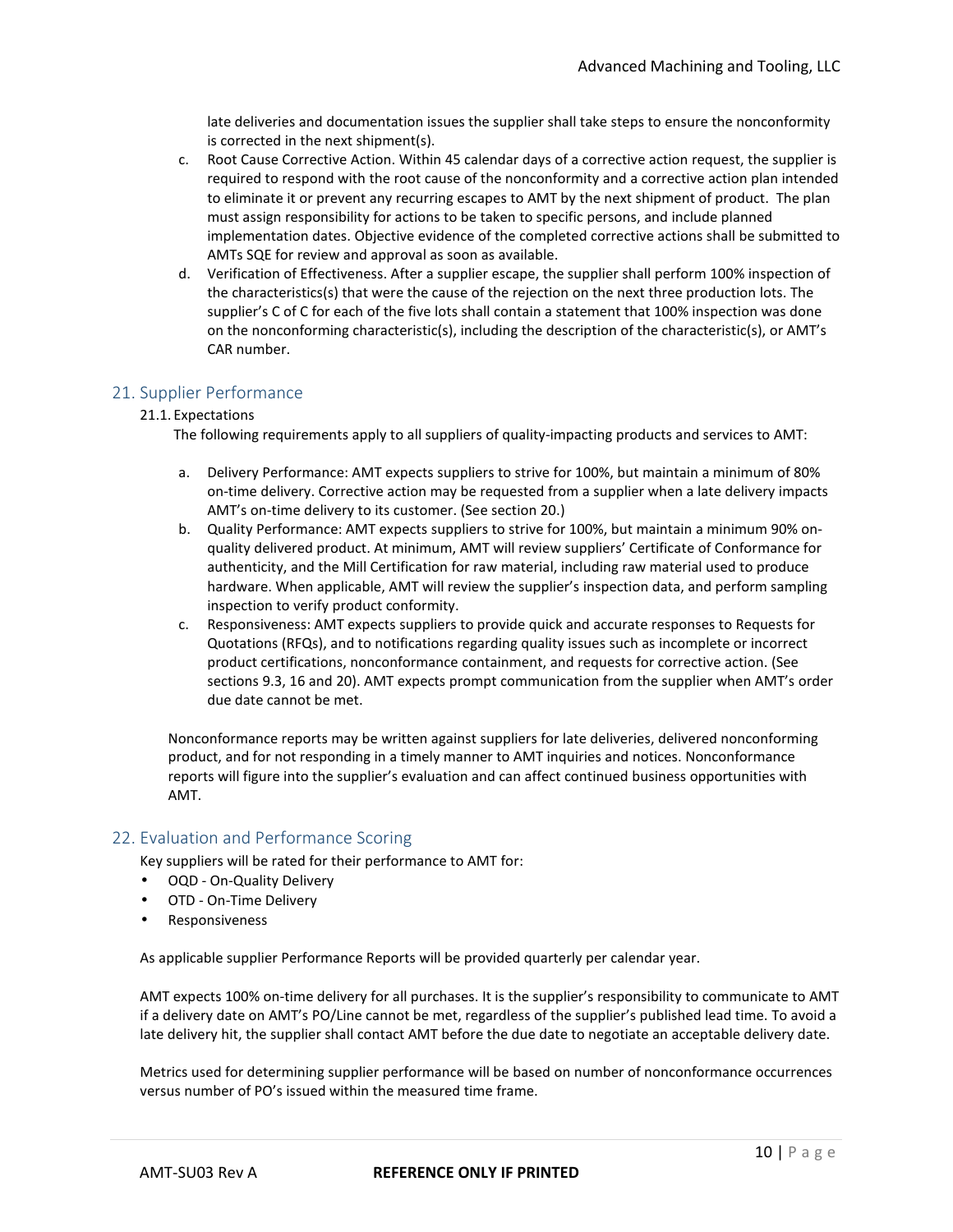late deliveries and documentation issues the supplier shall take steps to ensure the nonconformity is corrected in the next shipment(s).

c. Root Cause Corrective Action. Within 45 calendar days of a corrective action request, the supplier is required to respond with the root cause of the nonconformity and a corrective action plan intended to eliminate it or prevent any recurring escapes to AMT by the next shipment of product. The plan must assign responsibility for actions to be taken to specific persons, and include planned implementation dates. Objective evidence of the completed corrective actions shall be submitted to AMTs SQE for review and approval as soon as available.
d. Verification of Effectiveness. After a supplier escape, the supplier shall perform 100% inspection of the characteristics(s) that were the cause of the rejection on the next three production lots. The supplier's C of C for each of the five lots shall contain a statement that 100% inspection was done on the nonconforming characteristic(s), including the description of the characteristic(s), or AMT's CAR number.

## 21. Supplier Performance

### 21.1. Expectations

The following requirements apply to all suppliers of quality-impacting products and services to AMT:

a. Delivery Performance: AMT expects suppliers to strive for 100%, but maintain a minimum of 80% on-time delivery. Corrective action may be requested from a supplier when a late delivery impacts AMT's on-time delivery to its customer. (See section 20.)
b. Quality Performance: AMT expects suppliers to strive for 100%, but maintain a minimum 90% on-quality delivered product. At minimum, AMT will review suppliers' Certificate of Conformance for authenticity, and the Mill Certification for raw material, including raw material used to produce hardware. When applicable, AMT will review the supplier's inspection data, and perform sampling inspection to verify product conformity.
c. Responsiveness: AMT expects suppliers to provide quick and accurate responses to Requests for Quotations (RFQs), and to notifications regarding quality issues such as incomplete or incorrect product certifications, nonconformance containment, and requests for corrective action. (See sections 9.3, 16 and 20). AMT expects prompt communication from the supplier when AMT's order due date cannot be met.

Nonconformance reports may be written against suppliers for late deliveries, delivered nonconforming product, and for not responding in a timely manner to AMT inquiries and notices. Nonconformance reports will figure into the supplier's evaluation and can affect continued business opportunities with AMT.

## 22. Evaluation and Performance Scoring

Key suppliers will be rated for their performance to AMT for:

- OQD - On-Quality Delivery
- OTD - On-Time Delivery
- Responsiveness

As applicable supplier Performance Reports will be provided quarterly per calendar year.

AMT expects 100% on-time delivery for all purchases. It is the supplier's responsibility to communicate to AMT if a delivery date on AMT's PO/Line cannot be met, regardless of the supplier's published lead time. To avoid a late delivery hit, the supplier shall contact AMT before the due date to negotiate an acceptable delivery date.

Metrics used for determining supplier performance will be based on number of nonconformance occurrences versus number of PO's issued within the measured time frame.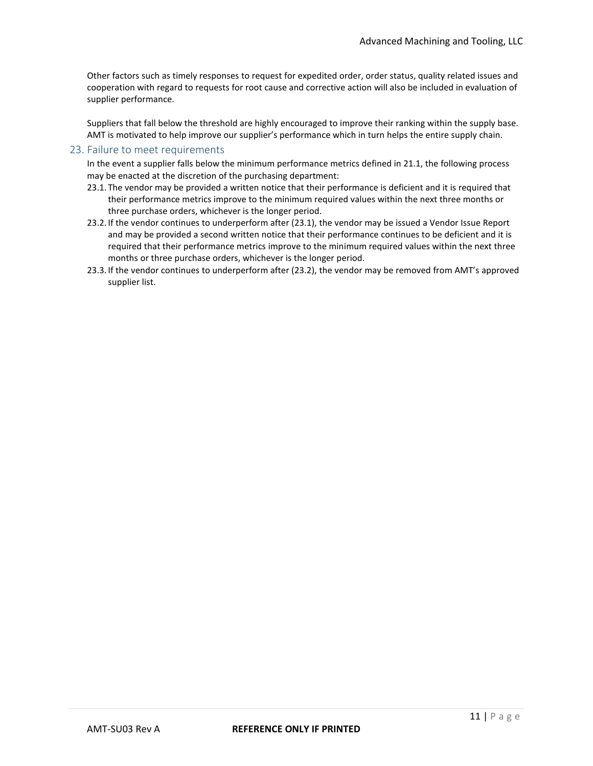Other factors such as timely responses to request for expedited order, order status, quality related issues and cooperation with regard to requests for root cause and corrective action will also be included in evaluation of supplier performance.

Suppliers that fall below the threshold are highly encouraged to improve their ranking within the supply base. AMT is motivated to help improve our supplier's performance which in turn helps the entire supply chain.

## 23. Failure to meet requirements

In the event a supplier falls below the minimum performance metrics defined in 21.1, the following process may be enacted at the discretion of the purchasing department:

23.1. The vendor may be provided a written notice that their performance is deficient and it is required that their performance metrics improve to the minimum required values within the next three months or three purchase orders, whichever is the longer period.

23.2. If the vendor continues to underperform after (23.1), the vendor may be issued a Vendor Issue Report and may be provided a second written notice that their performance continues to be deficient and it is required that their performance metrics improve to the minimum required values within the next three months or three purchase orders, whichever is the longer period.

23.3. If the vendor continues to underperform after (23.2), the vendor may be removed from AMT's approved supplier list.